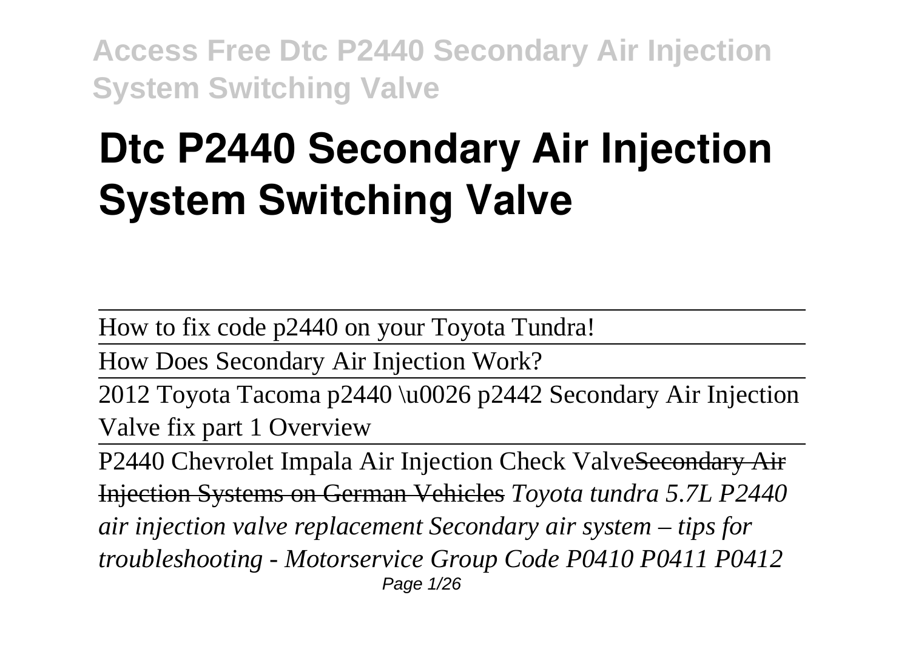# Dtc P2440 Secondary Air Injection System Switching Valve

How to fix code p2440 on your Toyota Tundra!

How Does Secondary Air Injection Work?

2012 Toyota Tacoma p2440 \u0026 p2442 Secondary Air Injection Valve fix part 1 Overview

P2440 Chevrolet Impala Air Injection Check Valve~~Secondary Air Injection Systems on German Vehicles~~ *Toyota tundra 5.7L P2440 air injection valve replacement Secondary air system – tips for troubleshooting - Motorservice Group Code P0410 P0411 P0412*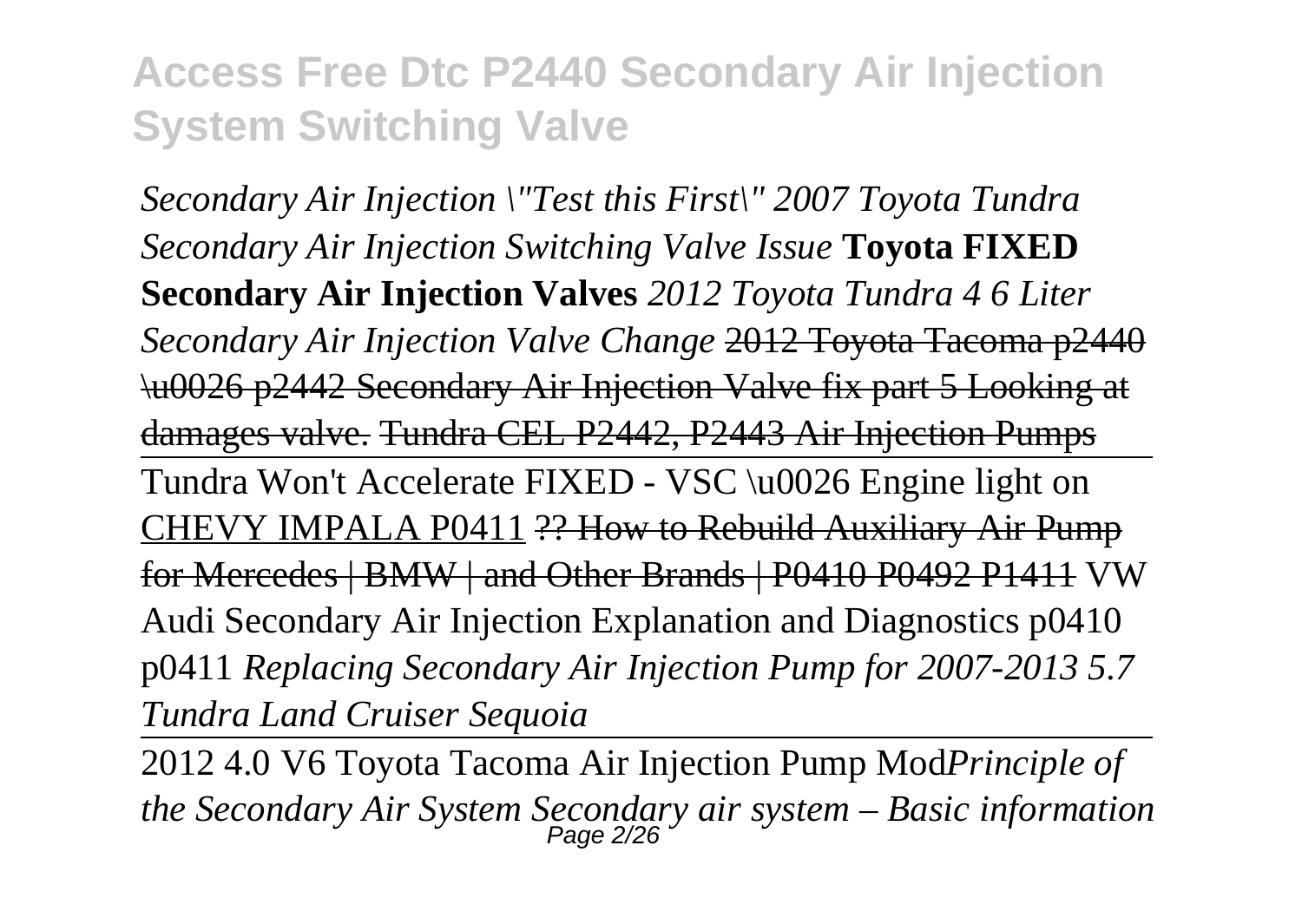*Secondary Air Injection \"Test this First\" 2007 Toyota Tundra Secondary Air Injection Switching Valve Issue* **Toyota FIXED Secondary Air Injection Valves** *2012 Toyota Tundra 4 6 Liter Secondary Air Injection Valve Change* ~~2012 Toyota Tacoma p2440 \u0026 p2442 Secondary Air Injection Valve fix part 5 Looking at damages valve.~~ ~~Tundra CEL P2442, P2443 Air Injection Pumps~~

Tundra Won't Accelerate FIXED - VSC \u0026 Engine light on CHEVY IMPALA P0411 ~~?? How to Rebuild Auxiliary Air Pump for Mercedes | BMW | and Other Brands | P0410 P0492 P1411~~ VW Audi Secondary Air Injection Explanation and Diagnostics p0410 p0411 *Replacing Secondary Air Injection Pump for 2007-2013 5.7 Tundra Land Cruiser Sequoia*

2012 4.0 V6 Toyota Tacoma Air Injection Pump Mod*Principle of the Secondary Air System Secondary air system – Basic information*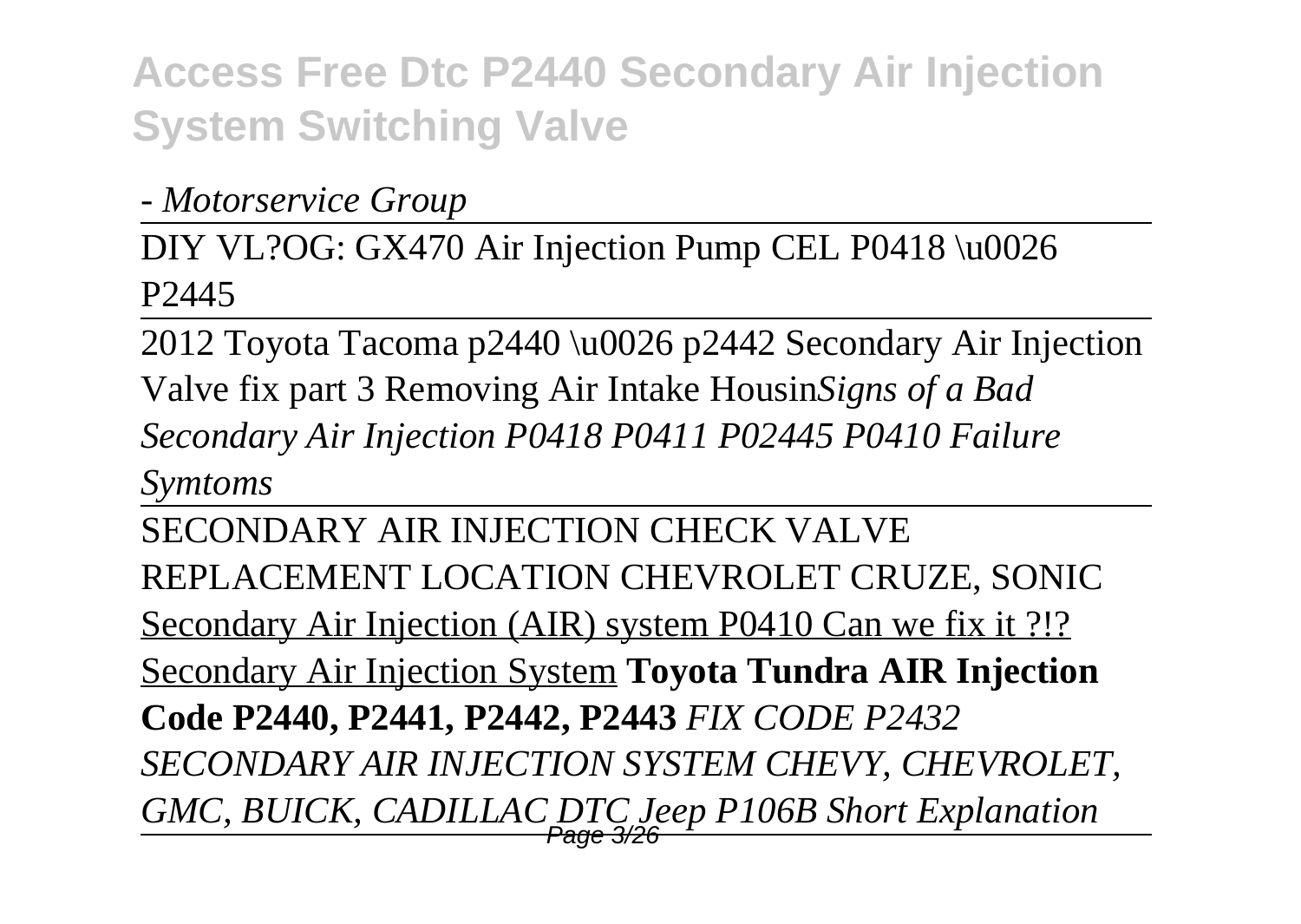*- Motorservice Group*

DIY VL?OG: GX470 Air Injection Pump CEL P0418 \u0026 P2445

2012 Toyota Tacoma p2440 \u0026 p2442 Secondary Air Injection Valve fix part 3 Removing Air Intake Housin*Signs of a Bad Secondary Air Injection P0418 P0411 P02445 P0410 Failure Symtoms*

SECONDARY AIR INJECTION CHECK VALVE REPLACEMENT LOCATION CHEVROLET CRUZE, SONIC

Secondary Air Injection (AIR) system P0410 Can we fix it ?!?

Secondary Air Injection System **Toyota Tundra AIR Injection Code P2440, P2441, P2442, P2443** *FIX CODE P2432 SECONDARY AIR INJECTION SYSTEM CHEVY, CHEVROLET, GMC, BUICK, CADILLAC DTC Jeep P106B Short Explanation*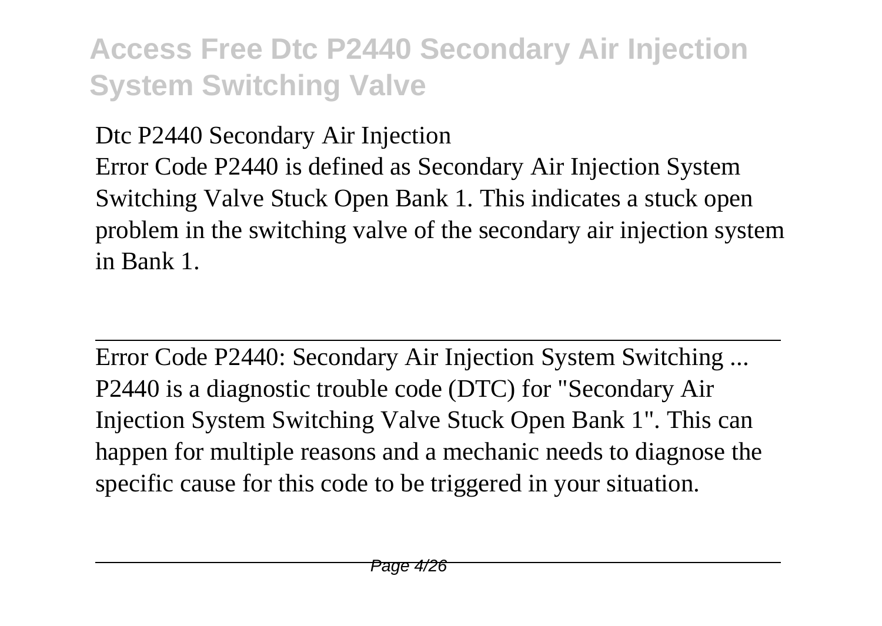Dtc P2440 Secondary Air Injection

Error Code P2440 is defined as Secondary Air Injection System Switching Valve Stuck Open Bank 1. This indicates a stuck open problem in the switching valve of the secondary air injection system in Bank 1.

---

Error Code P2440: Secondary Air Injection System Switching ...

P2440 is a diagnostic trouble code (DTC) for "Secondary Air Injection System Switching Valve Stuck Open Bank 1". This can happen for multiple reasons and a mechanic needs to diagnose the specific cause for this code to be triggered in your situation.

---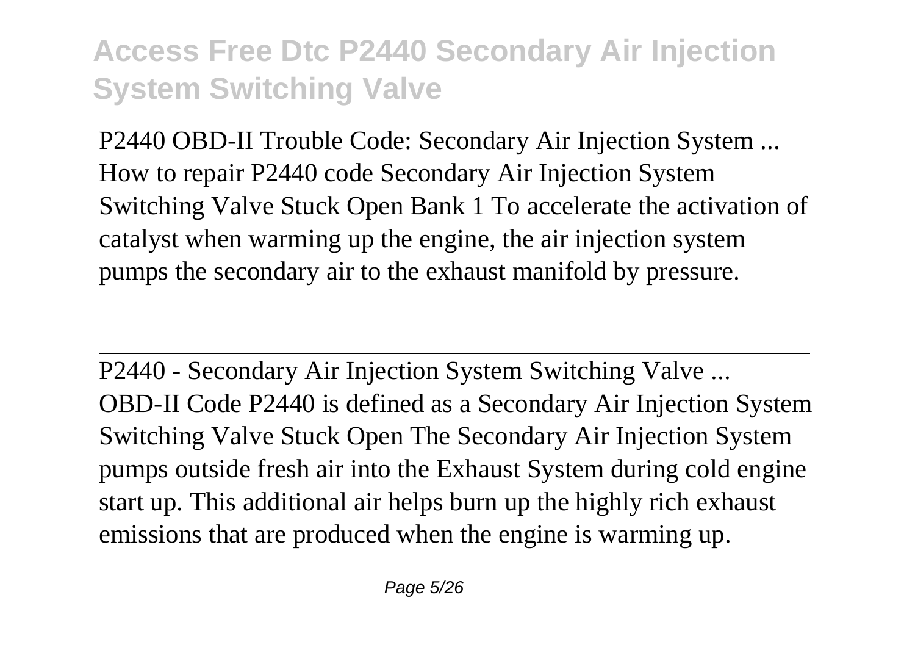P2440 OBD-II Trouble Code: Secondary Air Injection System ...
How to repair P2440 code Secondary Air Injection System Switching Valve Stuck Open Bank 1 To accelerate the activation of catalyst when warming up the engine, the air injection system pumps the secondary air to the exhaust manifold by pressure.

---

P2440 - Secondary Air Injection System Switching Valve ...
OBD-II Code P2440 is defined as a Secondary Air Injection System Switching Valve Stuck Open The Secondary Air Injection System pumps outside fresh air into the Exhaust System during cold engine start up. This additional air helps burn up the highly rich exhaust emissions that are produced when the engine is warming up.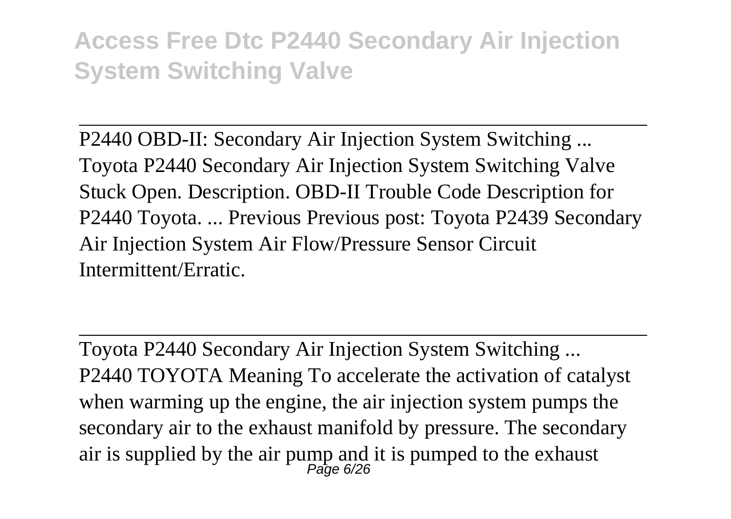P2440 OBD-II: Secondary Air Injection System Switching ...
Toyota P2440 Secondary Air Injection System Switching Valve Stuck Open. Description. OBD-II Trouble Code Description for P2440 Toyota. ... Previous Previous post: Toyota P2439 Secondary Air Injection System Air Flow/Pressure Sensor Circuit Intermittent/Erratic.

---

Toyota P2440 Secondary Air Injection System Switching ...
P2440 TOYOTA Meaning To accelerate the activation of catalyst when warming up the engine, the air injection system pumps the secondary air to the exhaust manifold by pressure. The secondary air is supplied by the air pump and it is pumped to the exhaust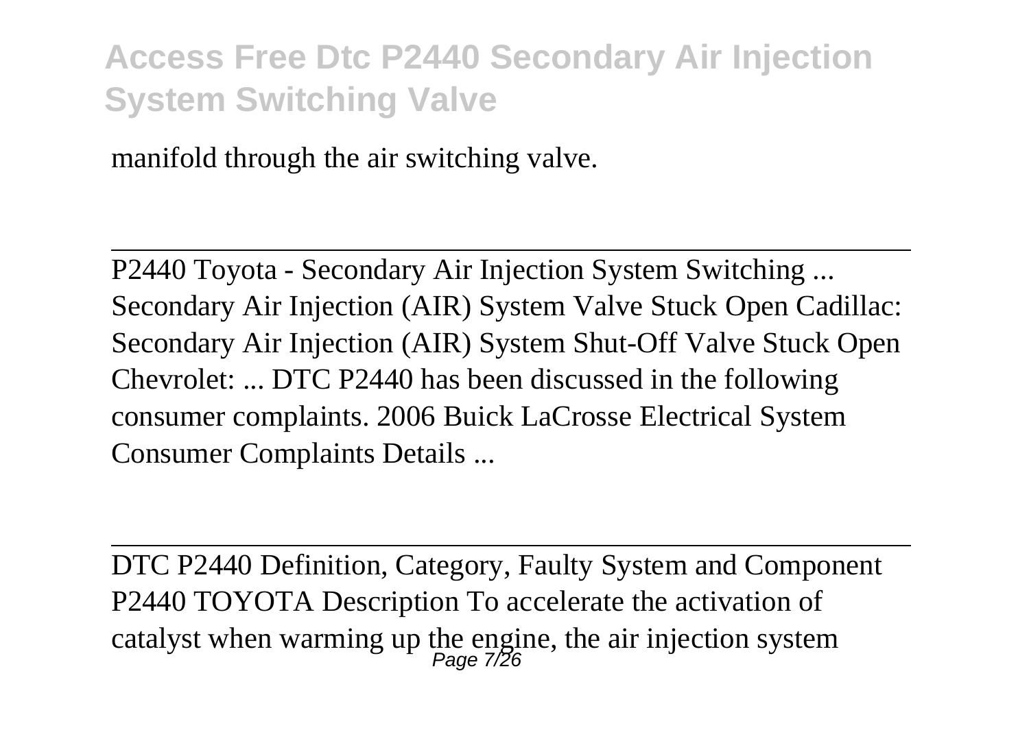manifold through the air switching valve.

---

P2440 Toyota - Secondary Air Injection System Switching ...
Secondary Air Injection (AIR) System Valve Stuck Open Cadillac: Secondary Air Injection (AIR) System Shut-Off Valve Stuck Open Chevrolet: ... DTC P2440 has been discussed in the following consumer complaints. 2006 Buick LaCrosse Electrical System Consumer Complaints Details ...

---

DTC P2440 Definition, Category, Faulty System and Component
P2440 TOYOTA Description To accelerate the activation of catalyst when warming up the engine, the air injection system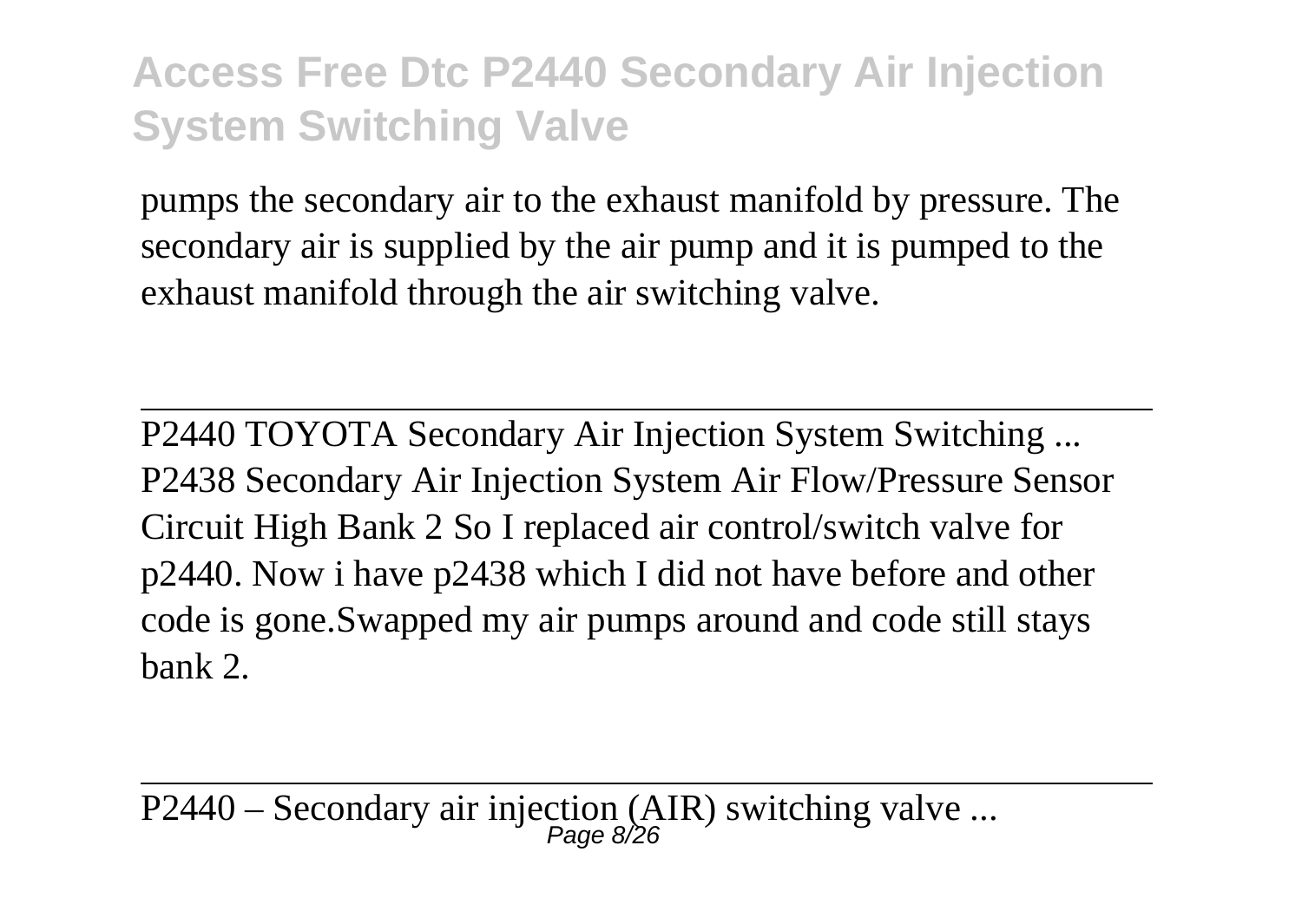pumps the secondary air to the exhaust manifold by pressure. The secondary air is supplied by the air pump and it is pumped to the exhaust manifold through the air switching valve.

---

P2440 TOYOTA Secondary Air Injection System Switching ...
P2438 Secondary Air Injection System Air Flow/Pressure Sensor Circuit High Bank 2 So I replaced air control/switch valve for p2440. Now i have p2438 which I did not have before and other code is gone.Swapped my air pumps around and code still stays bank 2.

---

P2440 – Secondary air injection (AIR) switching valve ...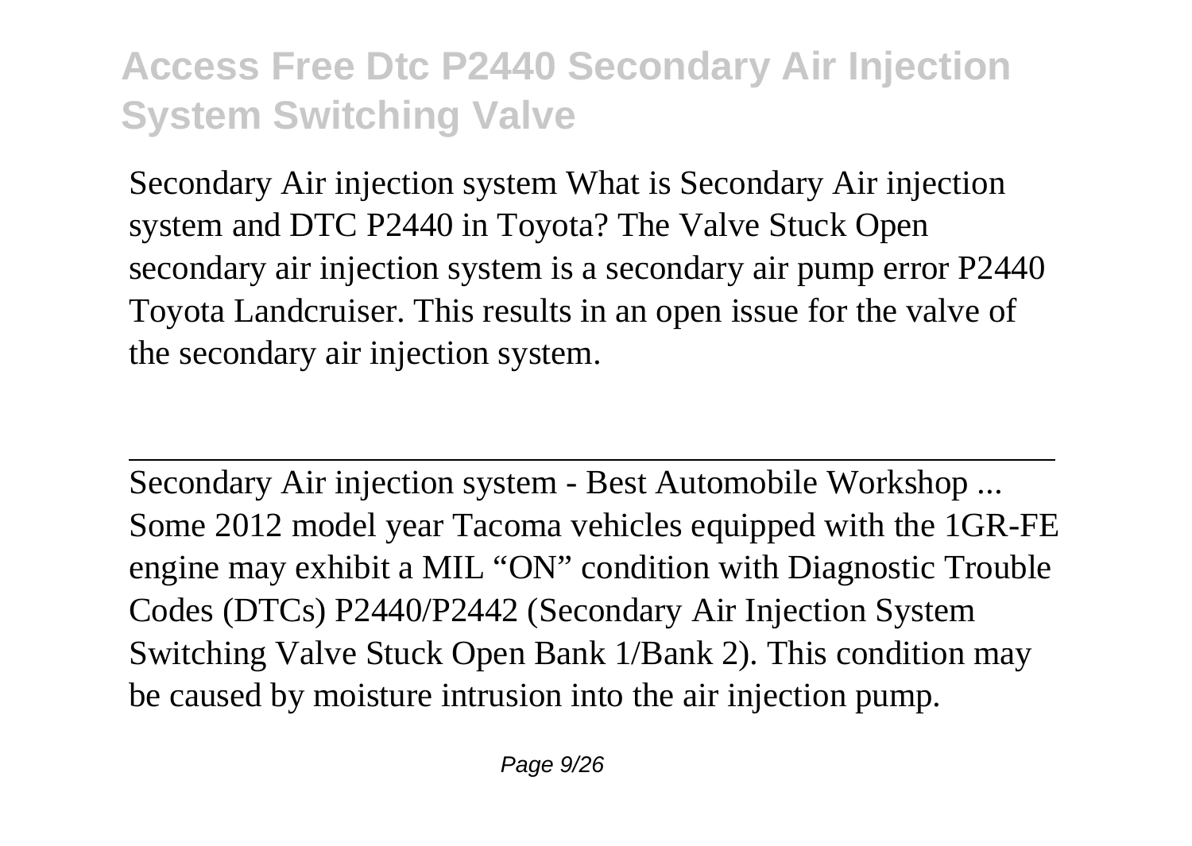Secondary Air injection system What is Secondary Air injection system and DTC P2440 in Toyota? The Valve Stuck Open secondary air injection system is a secondary air pump error P2440 Toyota Landcruiser. This results in an open issue for the valve of the secondary air injection system.

---

Secondary Air injection system - Best Automobile Workshop ...
Some 2012 model year Tacoma vehicles equipped with the 1GR-FE engine may exhibit a MIL "ON" condition with Diagnostic Trouble Codes (DTCs) P2440/P2442 (Secondary Air Injection System Switching Valve Stuck Open Bank 1/Bank 2). This condition may be caused by moisture intrusion into the air injection pump.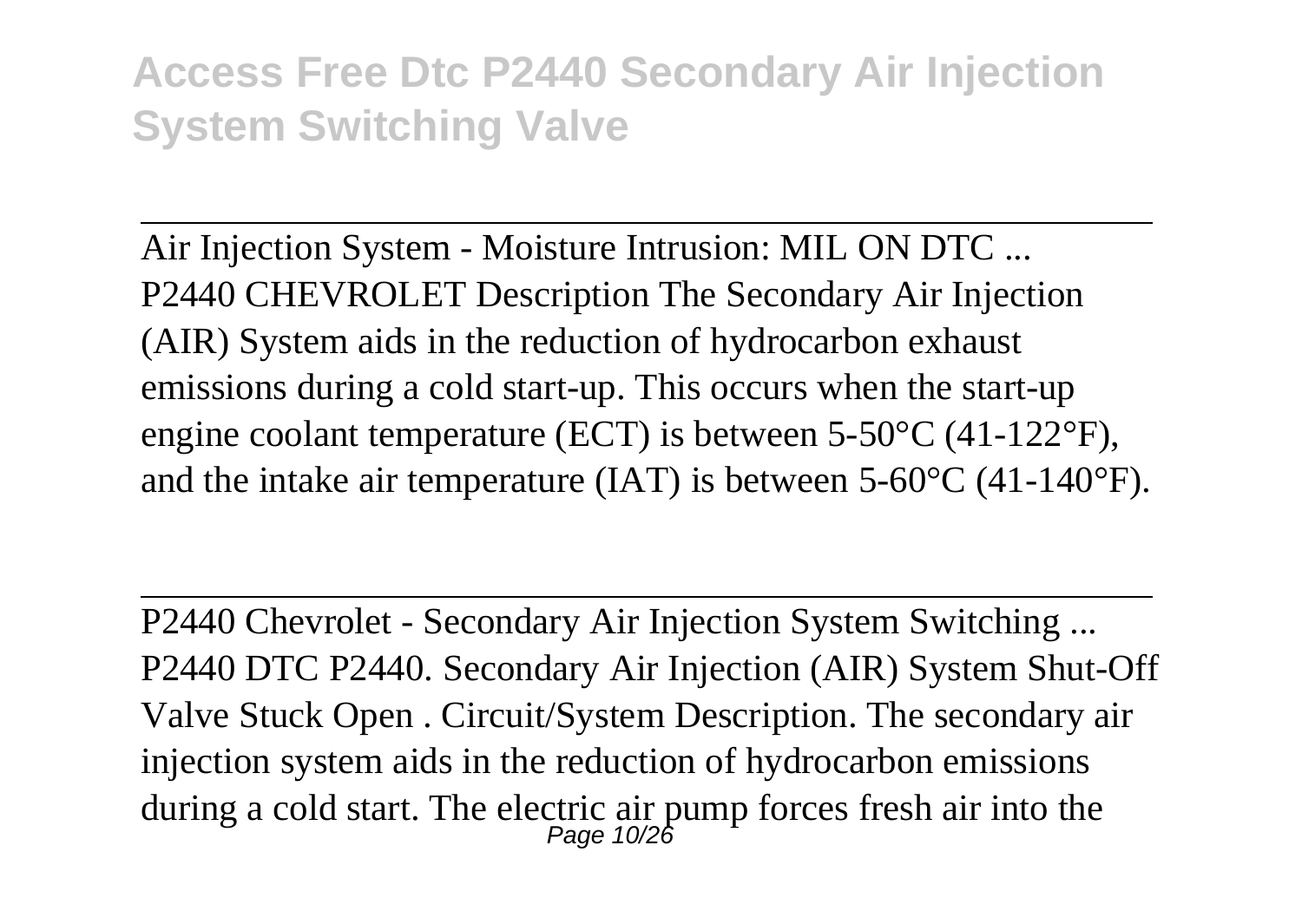Air Injection System - Moisture Intrusion: MIL ON DTC ...
P2440 CHEVROLET Description The Secondary Air Injection (AIR) System aids in the reduction of hydrocarbon exhaust emissions during a cold start-up. This occurs when the start-up engine coolant temperature (ECT) is between 5-50°C (41-122°F), and the intake air temperature (IAT) is between 5-60°C (41-140°F).

P2440 Chevrolet - Secondary Air Injection System Switching ...
P2440 DTC P2440. Secondary Air Injection (AIR) System Shut-Off Valve Stuck Open . Circuit/System Description. The secondary air injection system aids in the reduction of hydrocarbon emissions during a cold start. The electric air pump forces fresh air into the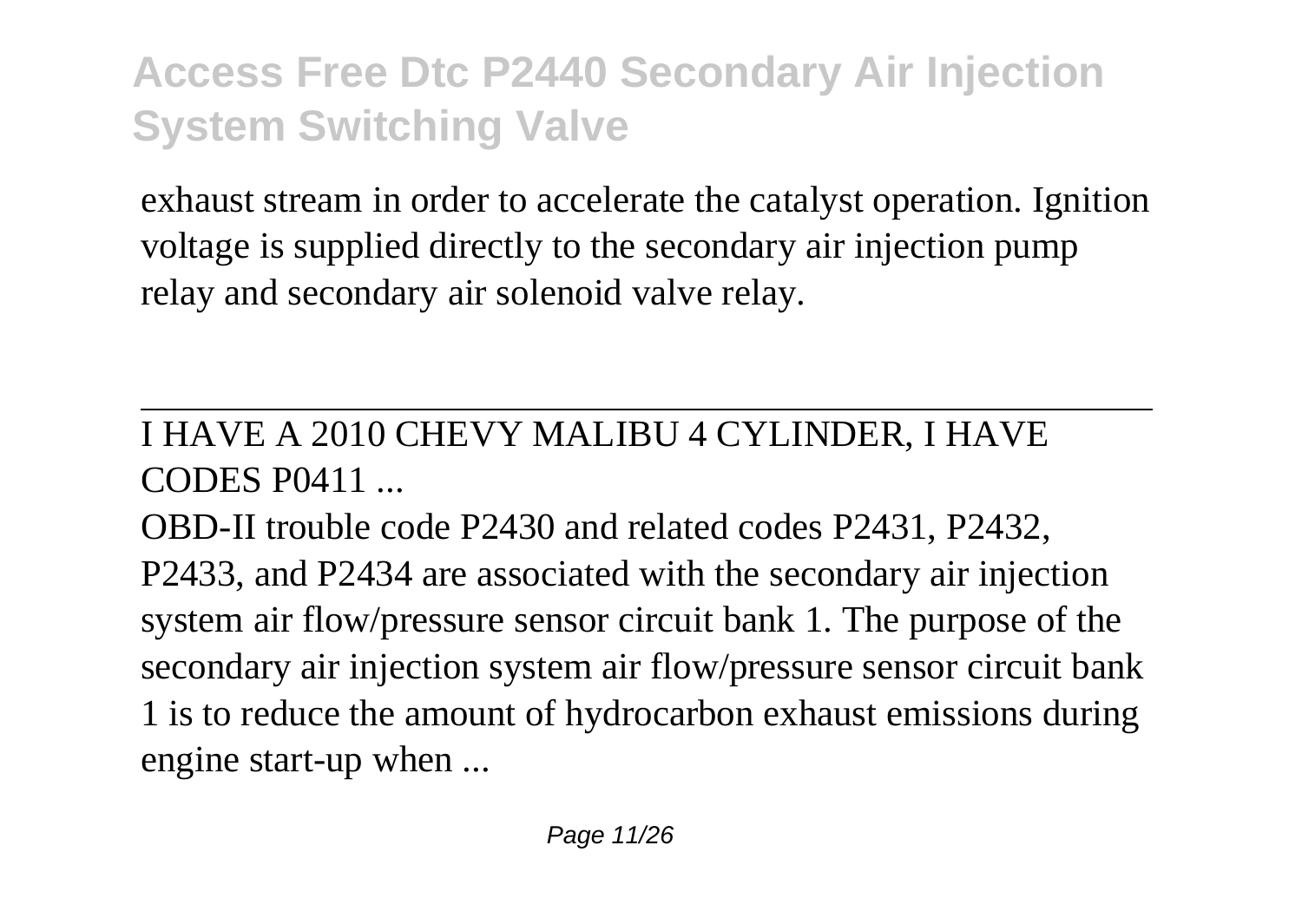exhaust stream in order to accelerate the catalyst operation. Ignition voltage is supplied directly to the secondary air injection pump relay and secondary air solenoid valve relay.

---

I HAVE A 2010 CHEVY MALIBU 4 CYLINDER, I HAVE CODES P0411 ...

OBD-II trouble code P2430 and related codes P2431, P2432, P2433, and P2434 are associated with the secondary air injection system air flow/pressure sensor circuit bank 1. The purpose of the secondary air injection system air flow/pressure sensor circuit bank 1 is to reduce the amount of hydrocarbon exhaust emissions during engine start-up when ...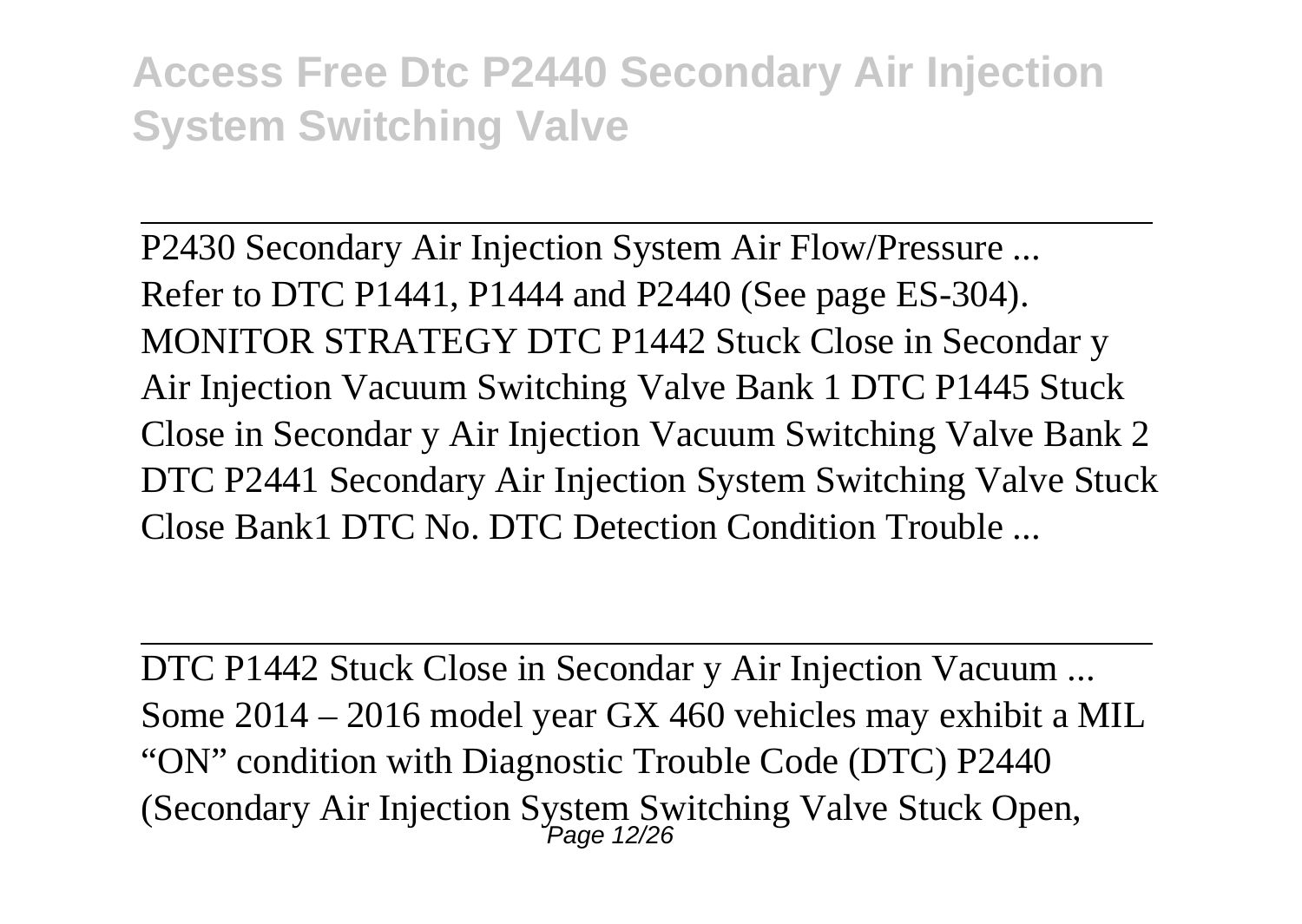P2430 Secondary Air Injection System Air Flow/Pressure ...
Refer to DTC P1441, P1444 and P2440 (See page ES-304). MONITOR STRATEGY DTC P1442 Stuck Close in Secondar y Air Injection Vacuum Switching Valve Bank 1 DTC P1445 Stuck Close in Secondar y Air Injection Vacuum Switching Valve Bank 2 DTC P2441 Secondary Air Injection System Switching Valve Stuck Close Bank1 DTC No. DTC Detection Condition Trouble ...

DTC P1442 Stuck Close in Secondar y Air Injection Vacuum ...
Some 2014 – 2016 model year GX 460 vehicles may exhibit a MIL "ON" condition with Diagnostic Trouble Code (DTC) P2440 (Secondary Air Injection System Switching Valve Stuck Open,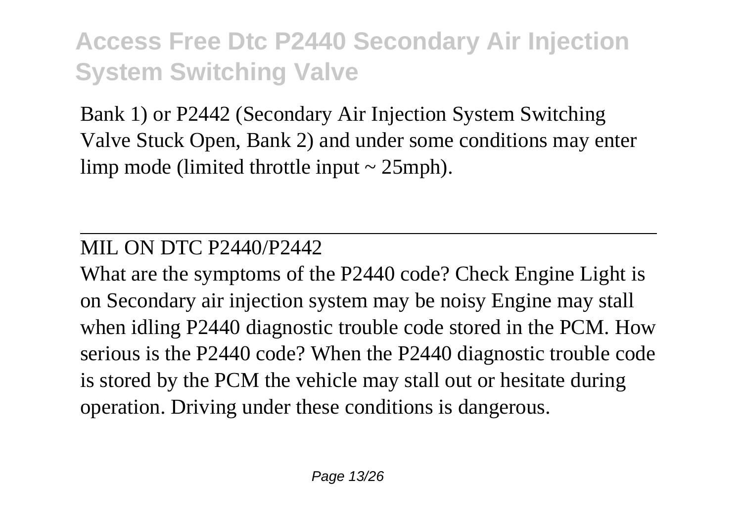Bank 1) or P2442 (Secondary Air Injection System Switching Valve Stuck Open, Bank 2) and under some conditions may enter limp mode (limited throttle input ~ 25mph).

---

MIL ON DTC P2440/P2442

What are the symptoms of the P2440 code? Check Engine Light is on Secondary air injection system may be noisy Engine may stall when idling P2440 diagnostic trouble code stored in the PCM. How serious is the P2440 code? When the P2440 diagnostic trouble code is stored by the PCM the vehicle may stall out or hesitate during operation. Driving under these conditions is dangerous.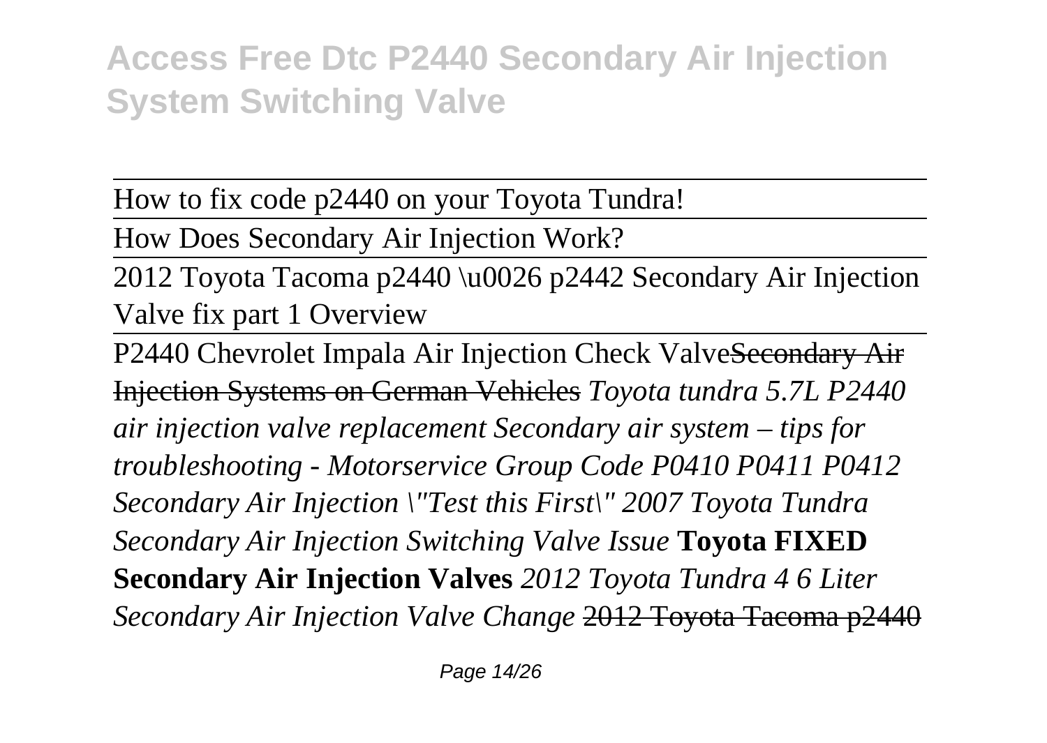# Access Free Dtc P2440 Secondary Air Injection System Switching Valve

---

How to fix code p2440 on your Toyota Tundra!

---

How Does Secondary Air Injection Work?

---

2012 Toyota Tacoma p2440 \u0026 p2442 Secondary Air Injection Valve fix part 1 Overview

---

P2440 Chevrolet Impala Air Injection Check Valve~~Secondary Air Injection Systems on German Vehicles~~ *Toyota tundra 5.7L P2440 air injection valve replacement Secondary air system – tips for troubleshooting - Motorservice Group Code P0410 P0411 P0412 Secondary Air Injection \"Test this First\" 2007 Toyota Tundra Secondary Air Injection Switching Valve Issue* **Toyota FIXED Secondary Air Injection Valves** *2012 Toyota Tundra 4 6 Liter Secondary Air Injection Valve Change* ~~2012 Toyota Tacoma p2440~~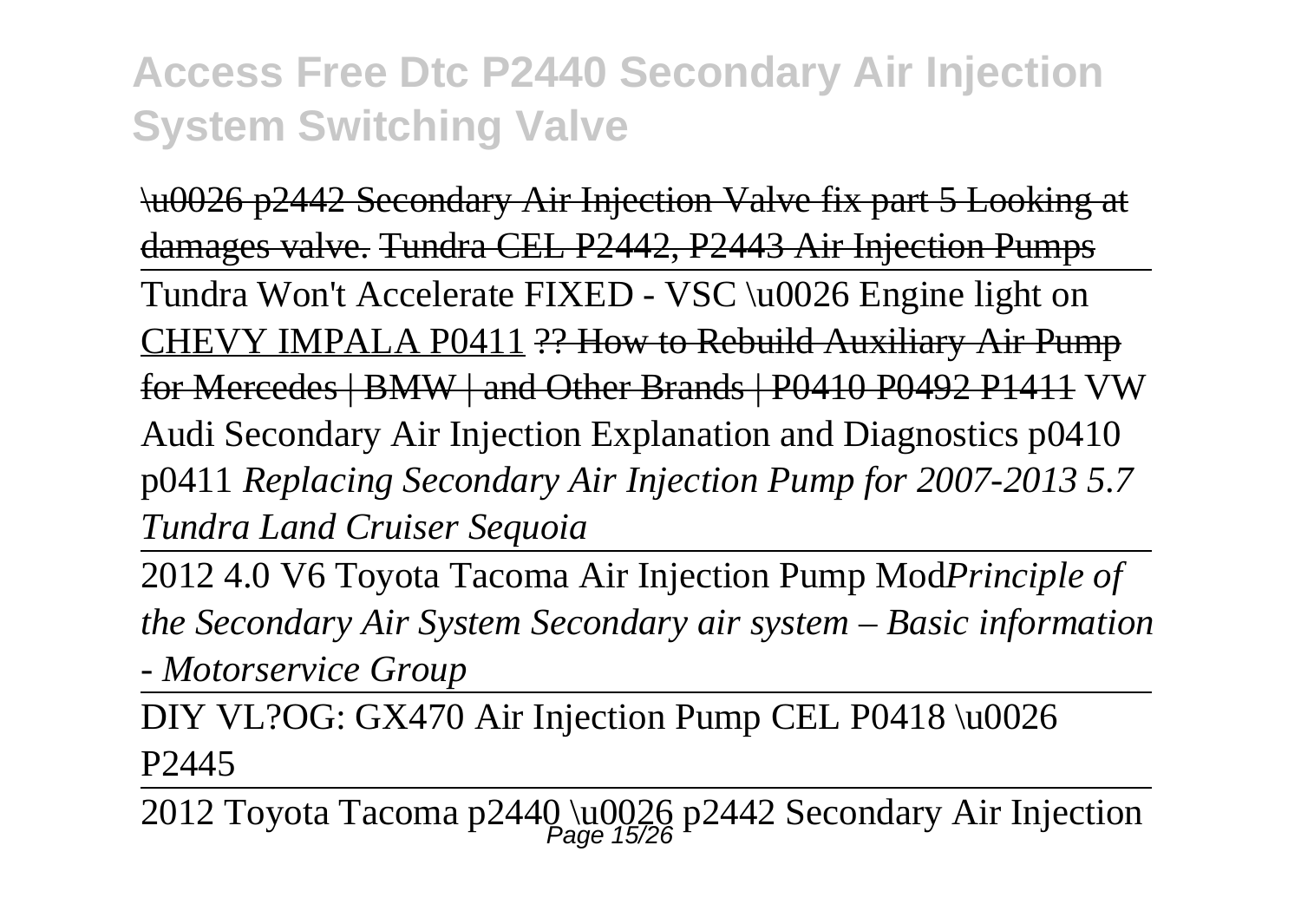\u0026 p2442 Secondary Air Injection Valve fix part 5 Looking at damages valve. Tundra CEL P2442, P2443 Air Injection Pumps

Tundra Won't Accelerate FIXED - VSC \u0026 Engine light on CHEVY IMPALA P0411 ?? How to Rebuild Auxiliary Air Pump for Mercedes | BMW | and Other Brands | P0410 P0492 P1411 VW Audi Secondary Air Injection Explanation and Diagnostics p0410 p0411 *Replacing Secondary Air Injection Pump for 2007-2013 5.7 Tundra Land Cruiser Sequoia*

2012 4.0 V6 Toyota Tacoma Air Injection Pump Mod*Principle of the Secondary Air System Secondary air system – Basic information - Motorservice Group*

DIY VL?OG: GX470 Air Injection Pump CEL P0418 \u0026 P2445

2012 Toyota Tacoma p2440 \u0026 p2442 Secondary Air Injection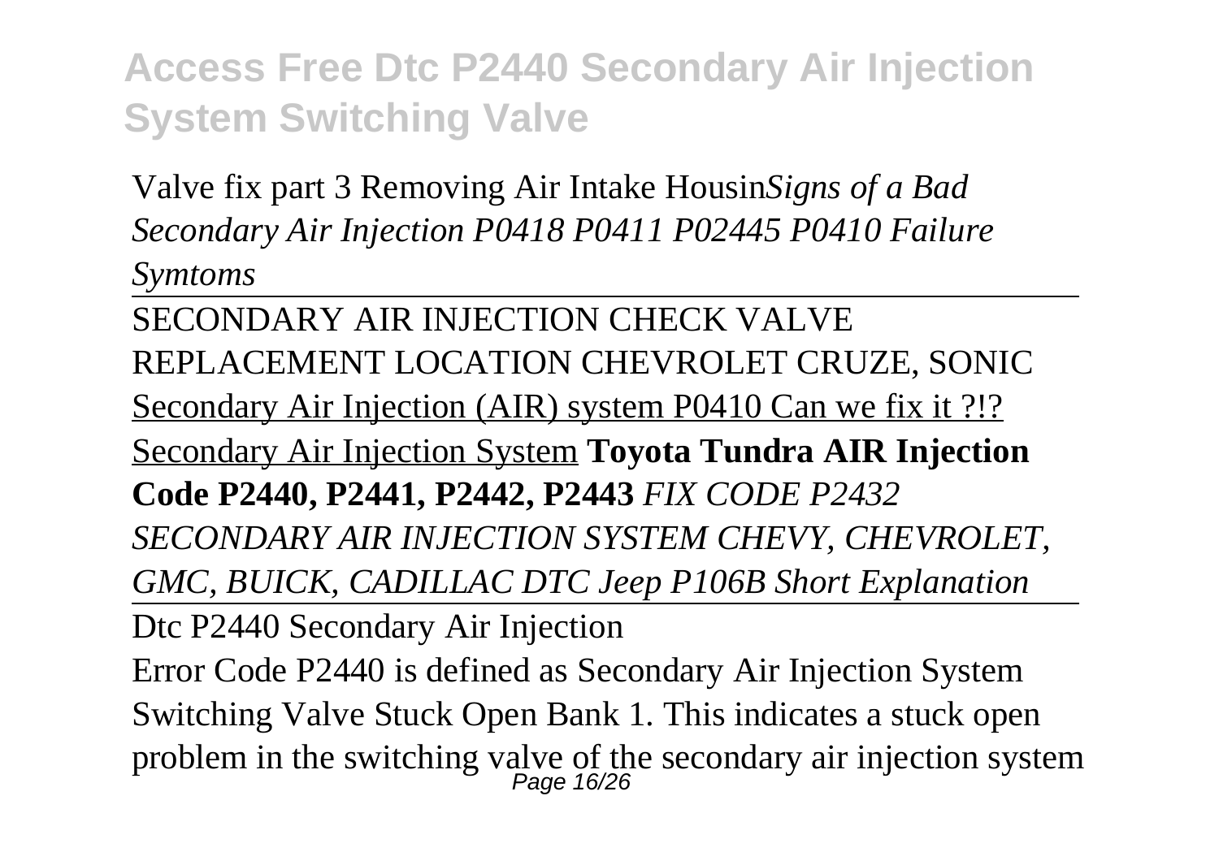Valve fix part 3 Removing Air Intake Housin*Signs of a Bad Secondary Air Injection P0418 P0411 P02445 P0410 Failure Symtoms*

SECONDARY AIR INJECTION CHECK VALVE REPLACEMENT LOCATION CHEVROLET CRUZE, SONIC

Secondary Air Injection (AIR) system P0410 Can we fix it ?!?

Secondary Air Injection System **Toyota Tundra AIR Injection Code P2440, P2441, P2442, P2443** *FIX CODE P2432 SECONDARY AIR INJECTION SYSTEM CHEVY, CHEVROLET, GMC, BUICK, CADILLAC DTC Jeep P106B Short Explanation*

Dtc P2440 Secondary Air Injection

Error Code P2440 is defined as Secondary Air Injection System Switching Valve Stuck Open Bank 1. This indicates a stuck open problem in the switching valve of the secondary air injection system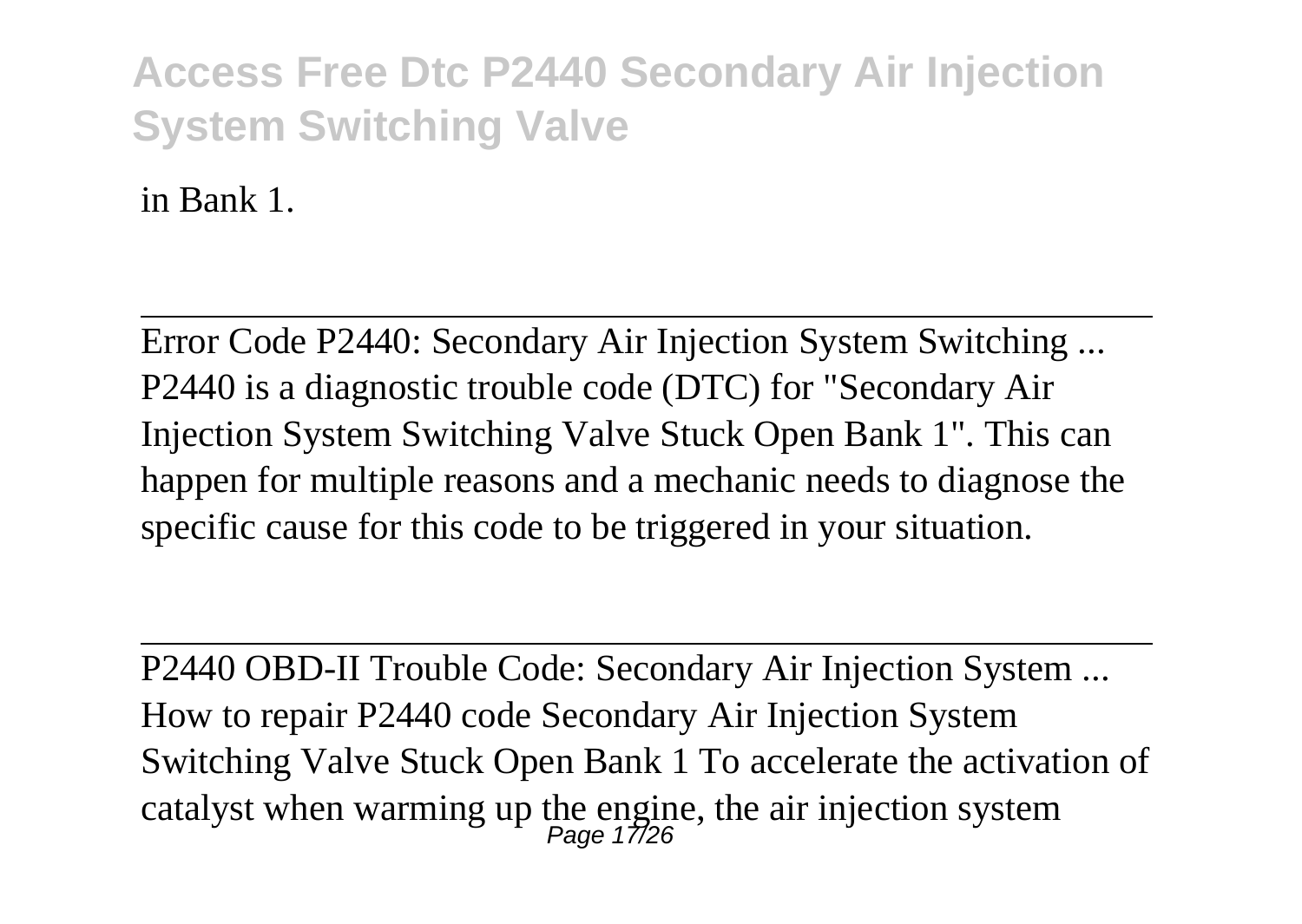in Bank 1.

---

Error Code P2440: Secondary Air Injection System Switching ...
P2440 is a diagnostic trouble code (DTC) for "Secondary Air Injection System Switching Valve Stuck Open Bank 1". This can happen for multiple reasons and a mechanic needs to diagnose the specific cause for this code to be triggered in your situation.

---

P2440 OBD-II Trouble Code: Secondary Air Injection System ...
How to repair P2440 code Secondary Air Injection System Switching Valve Stuck Open Bank 1 To accelerate the activation of catalyst when warming up the engine, the air injection system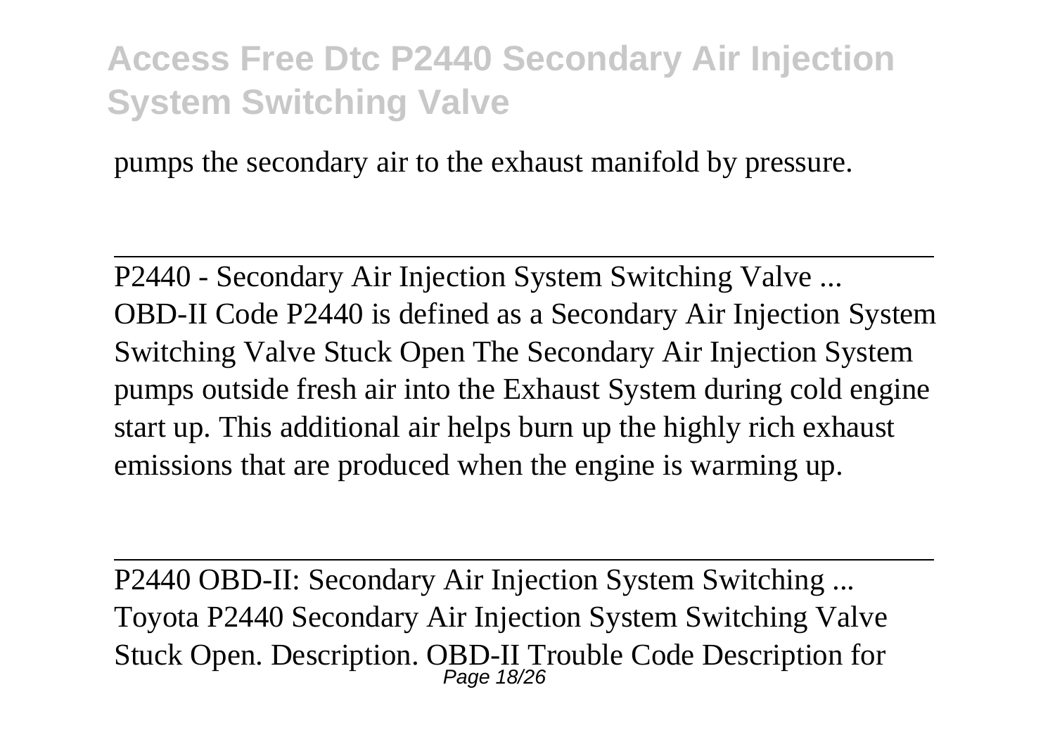pumps the secondary air to the exhaust manifold by pressure.

---

P2440 - Secondary Air Injection System Switching Valve ...
OBD-II Code P2440 is defined as a Secondary Air Injection System Switching Valve Stuck Open The Secondary Air Injection System pumps outside fresh air into the Exhaust System during cold engine start up. This additional air helps burn up the highly rich exhaust emissions that are produced when the engine is warming up.

---

P2440 OBD-II: Secondary Air Injection System Switching ...
Toyota P2440 Secondary Air Injection System Switching Valve Stuck Open. Description. OBD-II Trouble Code Description for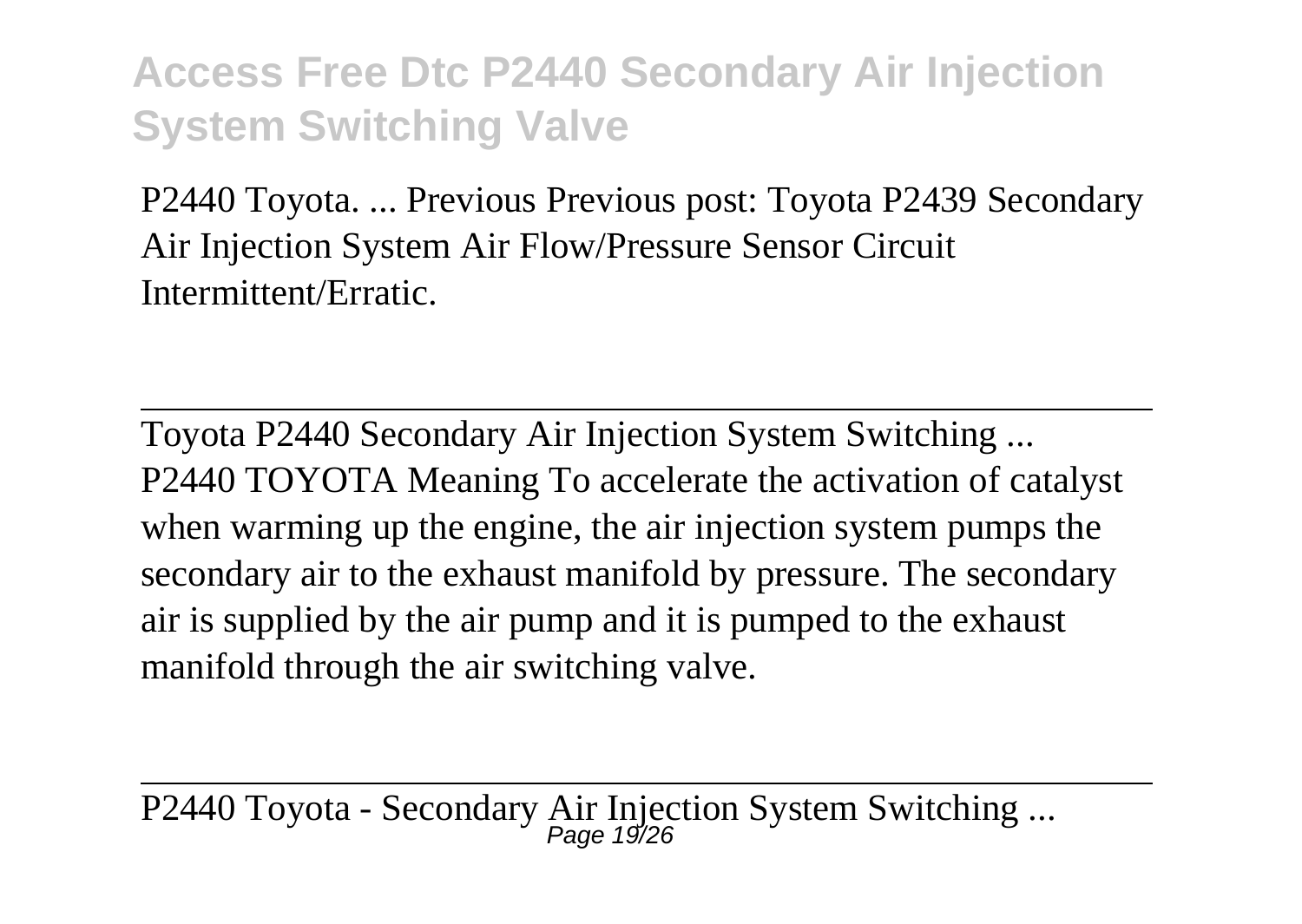P2440 Toyota. ... Previous Previous post: Toyota P2439 Secondary Air Injection System Air Flow/Pressure Sensor Circuit Intermittent/Erratic.

---

Toyota P2440 Secondary Air Injection System Switching ...
P2440 TOYOTA Meaning To accelerate the activation of catalyst when warming up the engine, the air injection system pumps the secondary air to the exhaust manifold by pressure. The secondary air is supplied by the air pump and it is pumped to the exhaust manifold through the air switching valve.

---

P2440 Toyota - Secondary Air Injection System Switching ...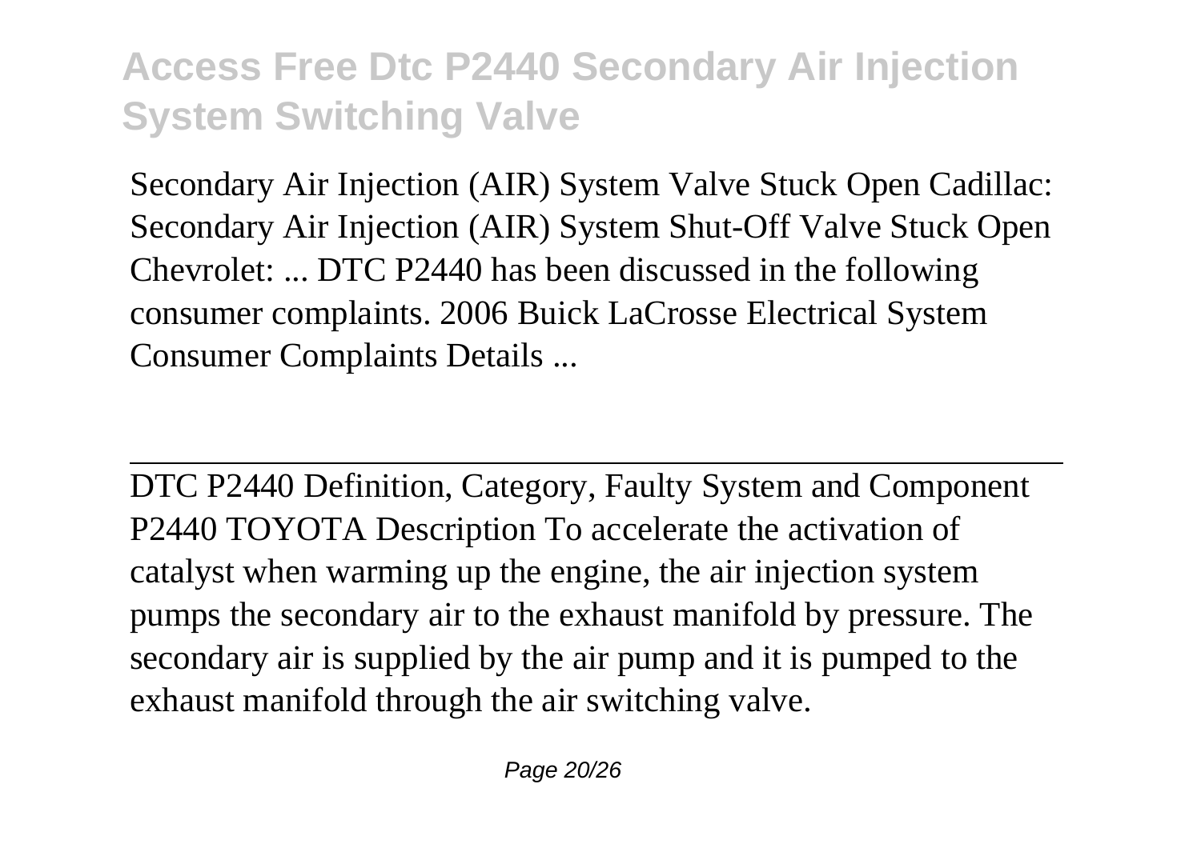Secondary Air Injection (AIR) System Valve Stuck Open Cadillac: Secondary Air Injection (AIR) System Shut-Off Valve Stuck Open Chevrolet: ... DTC P2440 has been discussed in the following consumer complaints. 2006 Buick LaCrosse Electrical System Consumer Complaints Details ...

---

DTC P2440 Definition, Category, Faulty System and Component
P2440 TOYOTA Description To accelerate the activation of catalyst when warming up the engine, the air injection system pumps the secondary air to the exhaust manifold by pressure. The secondary air is supplied by the air pump and it is pumped to the exhaust manifold through the air switching valve.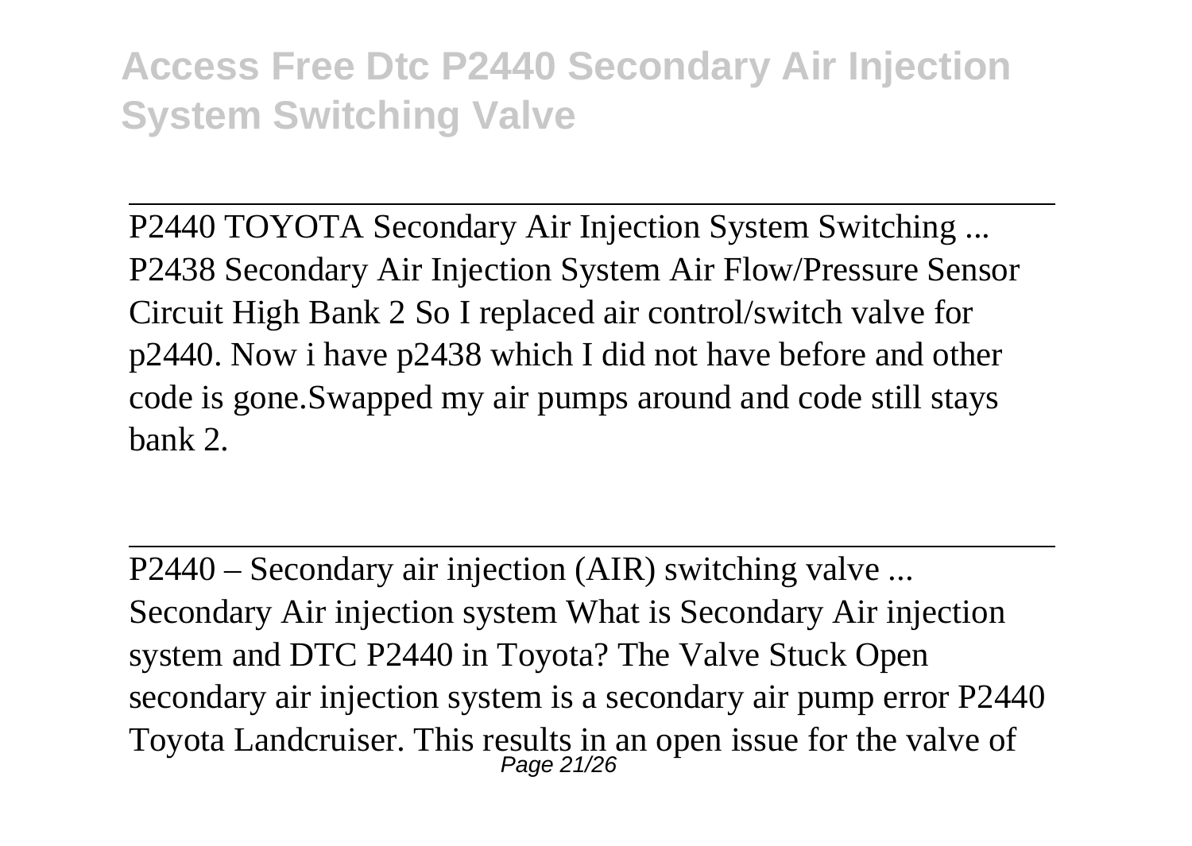P2440 TOYOTA Secondary Air Injection System Switching ...
P2438 Secondary Air Injection System Air Flow/Pressure Sensor Circuit High Bank 2 So I replaced air control/switch valve for p2440. Now i have p2438 which I did not have before and other code is gone.Swapped my air pumps around and code still stays bank 2.

---

P2440 – Secondary air injection (AIR) switching valve ...
Secondary Air injection system What is Secondary Air injection system and DTC P2440 in Toyota? The Valve Stuck Open secondary air injection system is a secondary air pump error P2440 Toyota Landcruiser. This results in an open issue for the valve of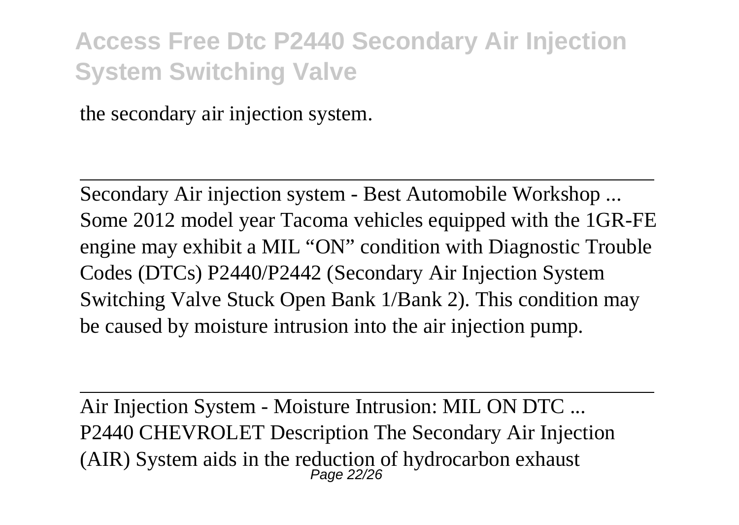the secondary air injection system.

---

Secondary Air injection system - Best Automobile Workshop ...
Some 2012 model year Tacoma vehicles equipped with the 1GR-FE engine may exhibit a MIL “ON” condition with Diagnostic Trouble Codes (DTCs) P2440/P2442 (Secondary Air Injection System Switching Valve Stuck Open Bank 1/Bank 2). This condition may be caused by moisture intrusion into the air injection pump.

---

Air Injection System - Moisture Intrusion: MIL ON DTC ...
P2440 CHEVROLET Description The Secondary Air Injection (AIR) System aids in the reduction of hydrocarbon exhaust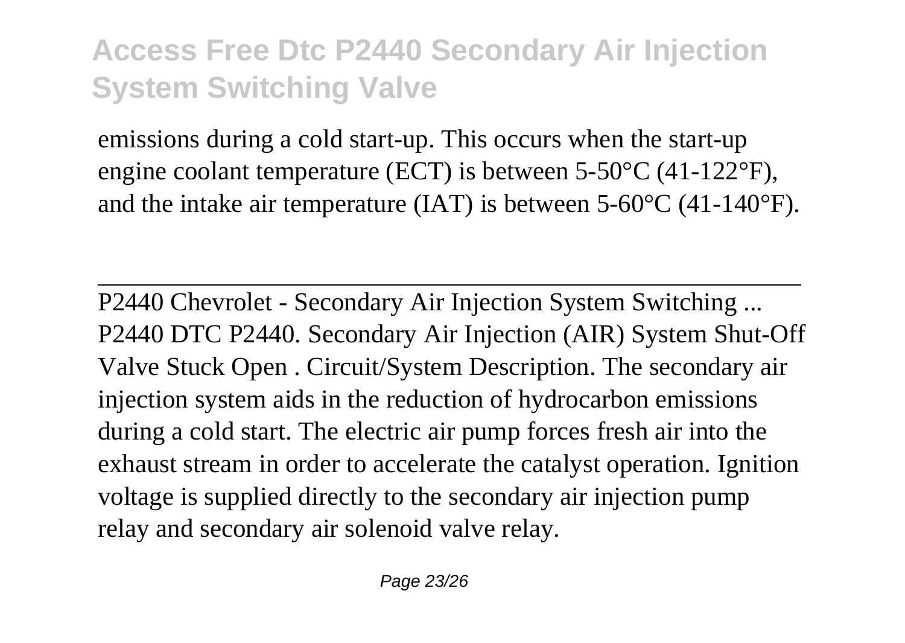emissions during a cold start-up. This occurs when the start-up engine coolant temperature (ECT) is between 5-50°C (41-122°F), and the intake air temperature (IAT) is between 5-60°C (41-140°F).

---

P2440 Chevrolet - Secondary Air Injection System Switching ...
P2440 DTC P2440. Secondary Air Injection (AIR) System Shut-Off Valve Stuck Open . Circuit/System Description. The secondary air injection system aids in the reduction of hydrocarbon emissions during a cold start. The electric air pump forces fresh air into the exhaust stream in order to accelerate the catalyst operation. Ignition voltage is supplied directly to the secondary air injection pump relay and secondary air solenoid valve relay.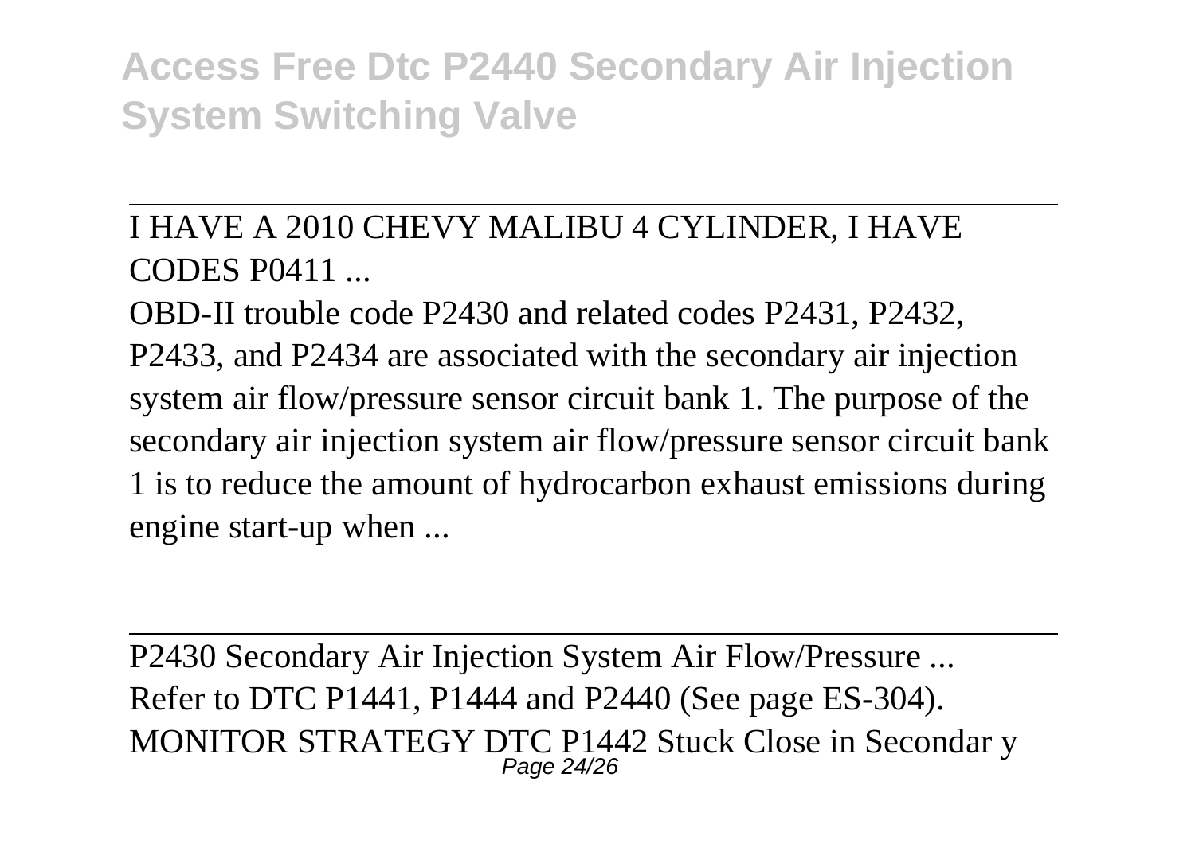I HAVE A 2010 CHEVY MALIBU 4 CYLINDER, I HAVE CODES P0411 ...

OBD-II trouble code P2430 and related codes P2431, P2432, P2433, and P2434 are associated with the secondary air injection system air flow/pressure sensor circuit bank 1. The purpose of the secondary air injection system air flow/pressure sensor circuit bank 1 is to reduce the amount of hydrocarbon exhaust emissions during engine start-up when ...

P2430 Secondary Air Injection System Air Flow/Pressure ...

Refer to DTC P1441, P1444 and P2440 (See page ES-304). MONITOR STRATEGY DTC P1442 Stuck Close in Secondar y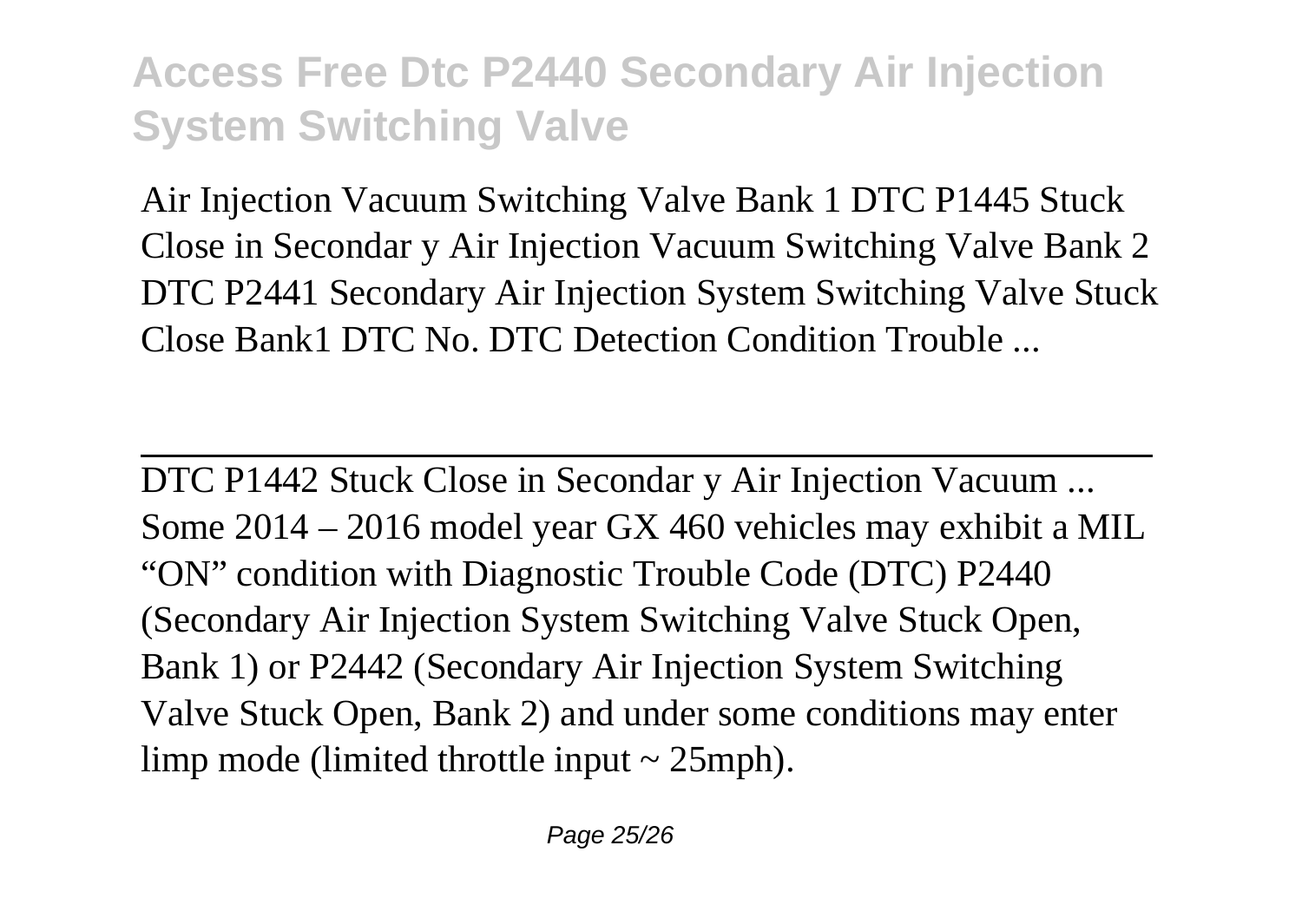Air Injection Vacuum Switching Valve Bank 1 DTC P1445 Stuck Close in Secondar y Air Injection Vacuum Switching Valve Bank 2 DTC P2441 Secondary Air Injection System Switching Valve Stuck Close Bank1 DTC No. DTC Detection Condition Trouble ...

---

DTC P1442 Stuck Close in Secondar y Air Injection Vacuum ...
Some 2014 – 2016 model year GX 460 vehicles may exhibit a MIL "ON" condition with Diagnostic Trouble Code (DTC) P2440 (Secondary Air Injection System Switching Valve Stuck Open, Bank 1) or P2442 (Secondary Air Injection System Switching Valve Stuck Open, Bank 2) and under some conditions may enter limp mode (limited throttle input ~ 25mph).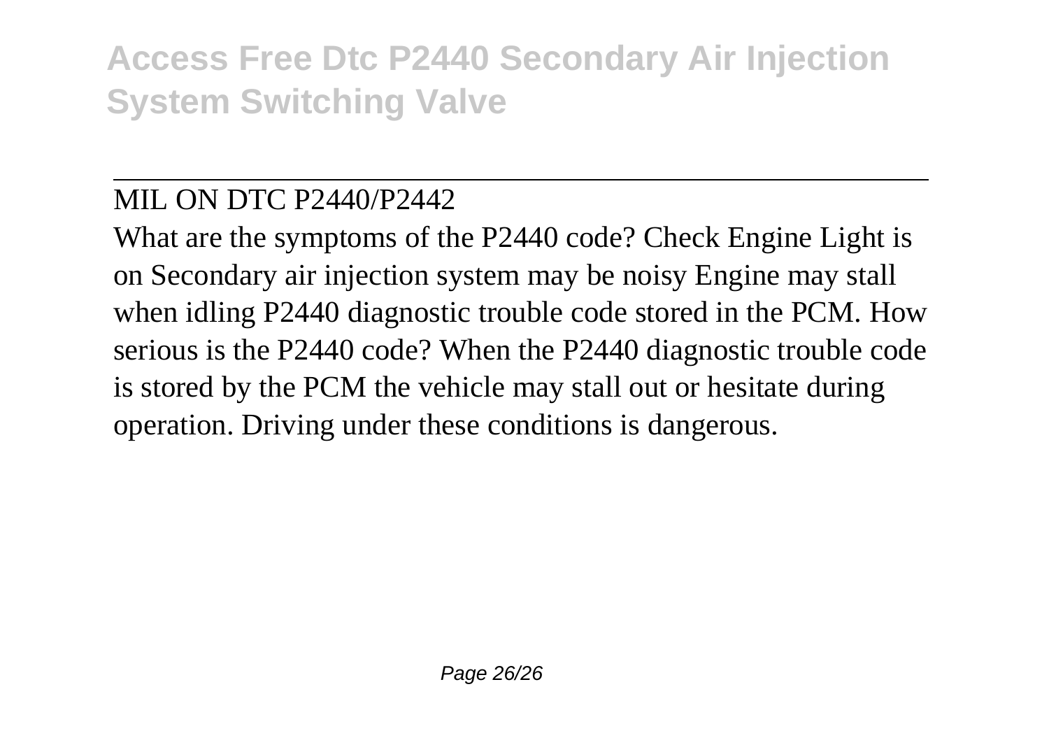## MIL ON DTC P2440/P2442

What are the symptoms of the P2440 code? Check Engine Light is on Secondary air injection system may be noisy Engine may stall when idling P2440 diagnostic trouble code stored in the PCM. How serious is the P2440 code? When the P2440 diagnostic trouble code is stored by the PCM the vehicle may stall out or hesitate during operation. Driving under these conditions is dangerous.